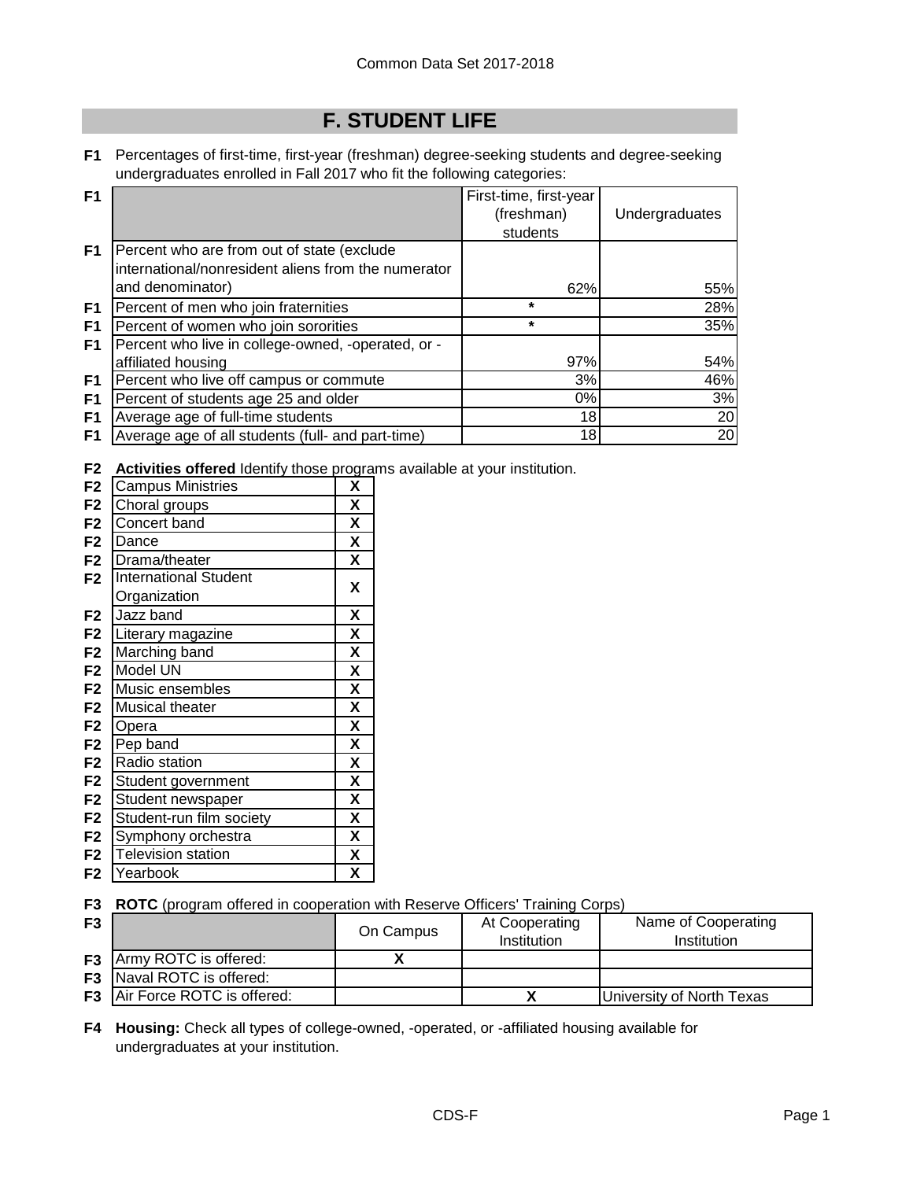# F. STUDENT LIFE

**F1** Percentages of first-time, first-year (freshman) degree-seeking students and degree-seeking undergraduates enrolled in Fall 2017 who fit the following categories:

| | | First-time, first-year (freshman) students | Undergraduates |
|---|---|---|---|
| F1 | Percent who are from out of state (exclude international/nonresident aliens from the numerator and denominator) | 62% | 55% |
| F1 | Percent of men who join fraternities | * | 28% |
| F1 | Percent of women who join sororities | * | 35% |
| F1 | Percent who live in college-owned, -operated, or -affiliated housing | 97% | 54% |
| F1 | Percent who live off campus or commute | 3% | 46% |
| F1 | Percent of students age 25 and older | 0% | 3% |
| F1 | Average age of full-time students | 18 | 20 |
| F1 | Average age of all students (full- and part-time) | 18 | 20 |

**F2** **Activities offered** Identify those programs available at your institution.

| | | |
|---|---|---|
| F2 | Campus Ministries | X |
| F2 | Choral groups | X |
| F2 | Concert band | X |
| F2 | Dance | X |
| F2 | Drama/theater | X |
| F2 | International Student Organization | X |
| F2 | Jazz band | X |
| F2 | Literary magazine | X |
| F2 | Marching band | X |
| F2 | Model UN | X |
| F2 | Music ensembles | X |
| F2 | Musical theater | X |
| F2 | Opera | X |
| F2 | Pep band | X |
| F2 | Radio station | X |
| F2 | Student government | X |
| F2 | Student newspaper | X |
| F2 | Student-run film society | X |
| F2 | Symphony orchestra | X |
| F2 | Television station | X |
| F2 | Yearbook | X |

**F3** **ROTC** (program offered in cooperation with Reserve Officers' Training Corps)

| | | On Campus | At Cooperating Institution | Name of Cooperating Institution |
|---|---|---|---|---|
| F3 | Army ROTC is offered: | X | | |
| F3 | Naval ROTC is offered: | | | |
| F3 | Air Force ROTC is offered: | | X | University of North Texas |

**F4** **Housing:** Check all types of college-owned, -operated, or -affiliated housing available for undergraduates at your institution.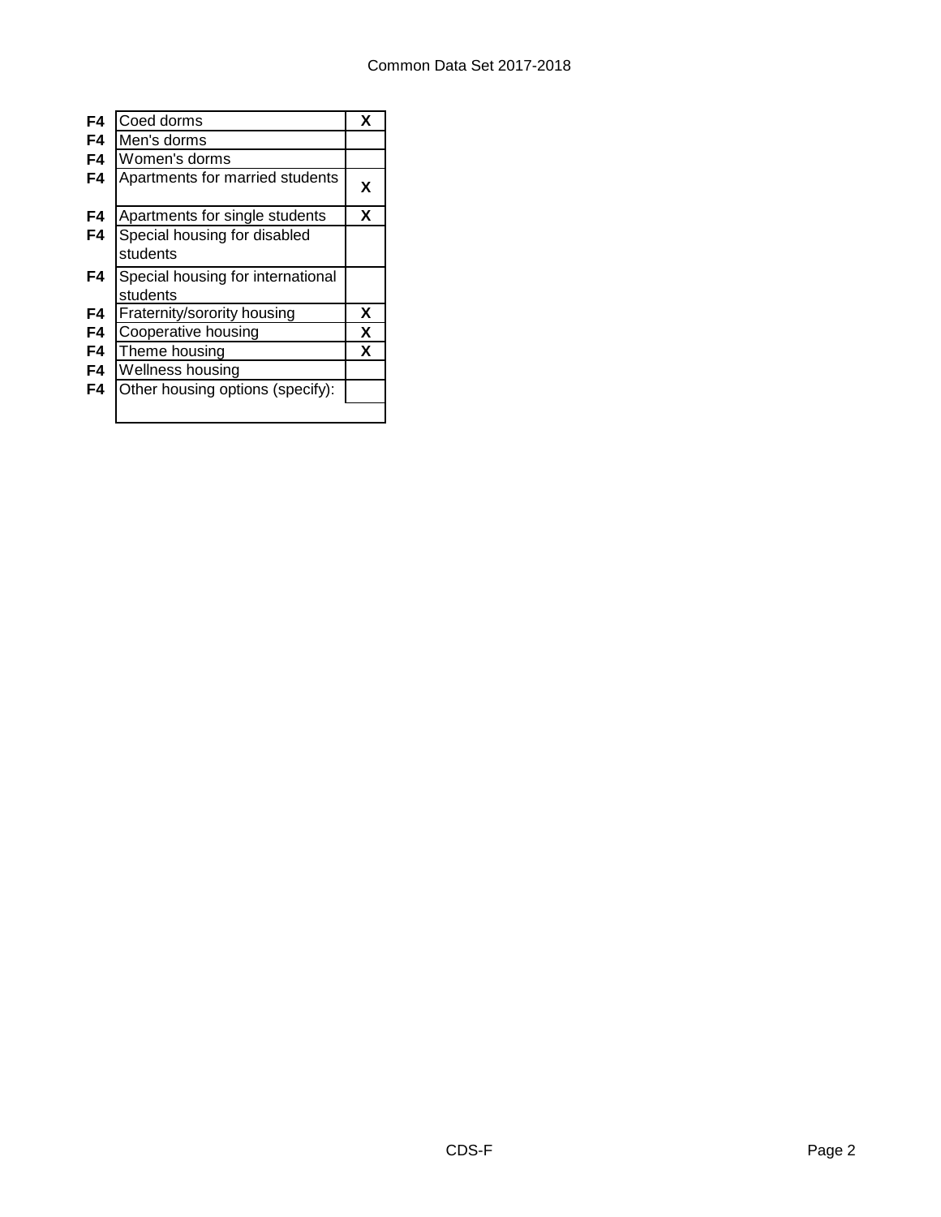| | | |
|---|---|---|
| F4 | Coed dorms | X |
| F4 | Men's dorms | |
| F4 | Women's dorms | |
| F4 | Apartments for married students | X |
| F4 | Apartments for single students | X |
| F4 | Special housing for disabled students | |
| F4 | Special housing for international students | |
| F4 | Fraternity/sorority housing | X |
| F4 | Cooperative housing | X |
| F4 | Theme housing | X |
| F4 | Wellness housing | |
| F4 | Other housing options (specify): | |